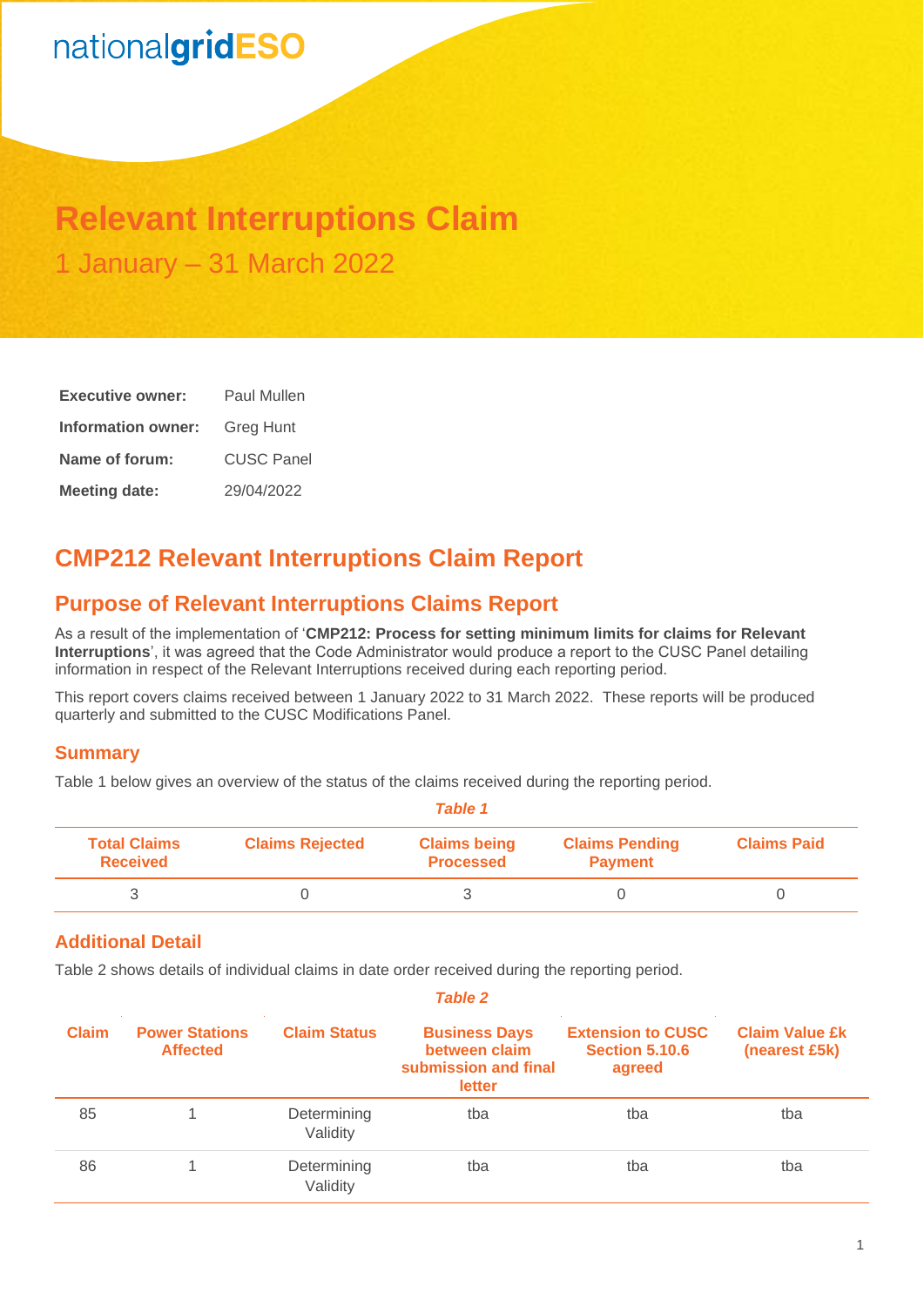nationalgridESO

# Relevant Interruptions Claim

1 January – 31 March 2022

| | |
|---|---|
| **Executive owner:** | Paul Mullen |
| **Information owner:** | Greg Hunt |
| **Name of forum:** | CUSC Panel |
| **Meeting date:** | 29/04/2022 |

## CMP212 Relevant Interruptions Claim Report

## Purpose of Relevant Interruptions Claims Report

As a result of the implementation of '**CMP212: Process for setting minimum limits for claims for Relevant Interruptions**', it was agreed that the Code Administrator would produce a report to the CUSC Panel detailing information in respect of the Relevant Interruptions received during each reporting period.

This report covers claims received between 1 January 2022 to 31 March 2022. These reports will be produced quarterly and submitted to the CUSC Modifications Panel.

### Summary

Table 1 below gives an overview of the status of the claims received during the reporting period.

*Table 1*

| Total Claims Received | Claims Rejected | Claims being Processed | Claims Pending Payment | Claims Paid |
|---|---|---|---|---|
| 3 | 0 | 3 | 0 | 0 |

### Additional Detail

Table 2 shows details of individual claims in date order received during the reporting period.

*Table 2*

| Claim | Power Stations Affected | Claim Status | Business Days between claim submission and final letter | Extension to CUSC Section 5.10.6 agreed | Claim Value £k (nearest £5k) |
|---|---|---|---|---|---|
| 85 | 1 | Determining Validity | tba | tba | tba |
| 86 | 1 | Determining Validity | tba | tba | tba |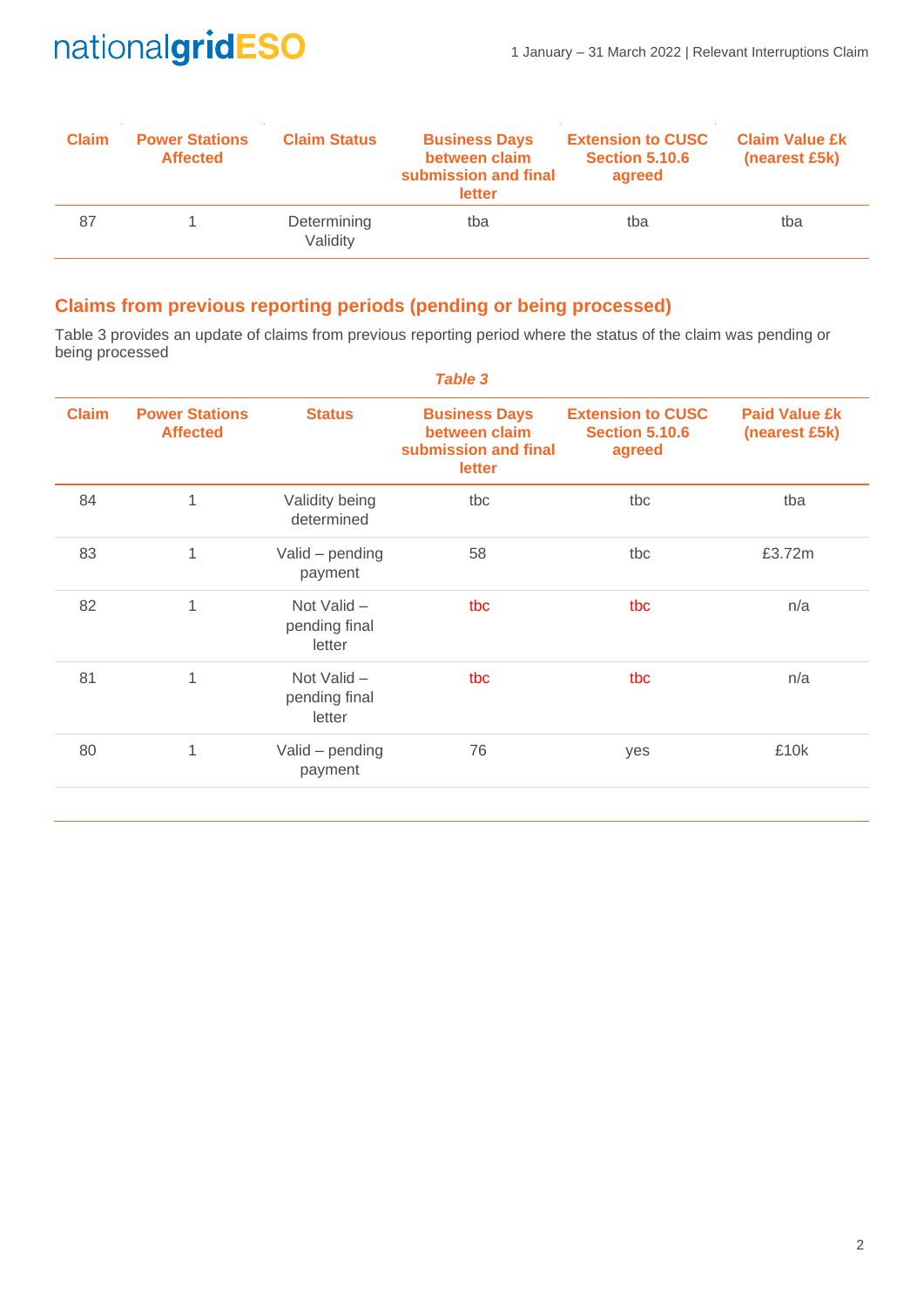| Claim | Power Stations Affected | Claim Status | Business Days between claim submission and final letter | Extension to CUSC Section 5.10.6 agreed | Claim Value £k (nearest £5k) |
|---|---|---|---|---|---|
| 87 | 1 | Determining Validity | tba | tba | tba |

## Claims from previous reporting periods (pending or being processed)

Table 3 provides an update of claims from previous reporting period where the status of the claim was pending or being processed

*Table 3*

| Claim | Power Stations Affected | Status | Business Days between claim submission and final letter | Extension to CUSC Section 5.10.6 agreed | Paid Value £k (nearest £5k) |
|---|---|---|---|---|---|
| 84 | 1 | Validity being determined | tbc | tbc | tba |
| 83 | 1 | Valid – pending payment | 58 | tbc | £3.72m |
| 82 | 1 | Not Valid – pending final letter | tbc | tbc | n/a |
| 81 | 1 | Not Valid – pending final letter | tbc | tbc | n/a |
| 80 | 1 | Valid – pending payment | 76 | yes | £10k |